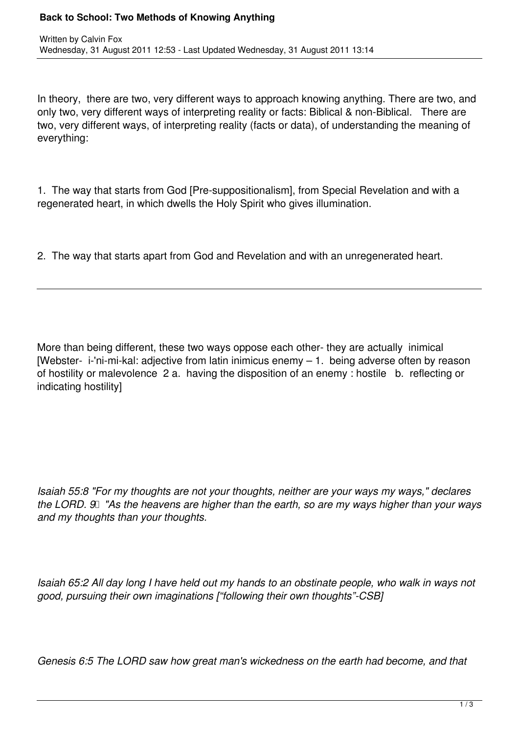# Back to School: Two Methods of Knowing Anything

Written by Calvin Fox
Wednesday, 31 August 2011 12:53 - Last Updated Wednesday, 31 August 2011 13:14

In theory, there are two, very different ways to approach knowing anything. There are two, and only two, very different ways of interpreting reality or facts: Biblical & non-Biblical. There are two, very different ways, of interpreting reality (facts or data), of understanding the meaning of everything:

1. The way that starts from God [Pre-suppositionalism], from Special Revelation and with a regenerated heart, in which dwells the Holy Spirit who gives illumination.

2. The way that starts apart from God and Revelation and with an unregenerated heart.

---

More than being different, these two ways oppose each other- they are actually inimical [Webster- i-'ni-mi-kal: adjective from latin inimicus enemy – 1. being adverse often by reason of hostility or malevolence 2 a. having the disposition of an enemy : hostile b. reflecting or indicating hostility]

*Isaiah 55:8 "For my thoughts are not your thoughts, neither are your ways my ways," declares the LORD. 9 "As the heavens are higher than the earth, so are my ways higher than your ways and my thoughts than your thoughts.*

*Isaiah 65:2 All day long I have held out my hands to an obstinate people, who walk in ways not good, pursuing their own imaginations ["following their own thoughts"-CSB]*

*Genesis 6:5 The LORD saw how great man's wickedness on the earth had become, and that*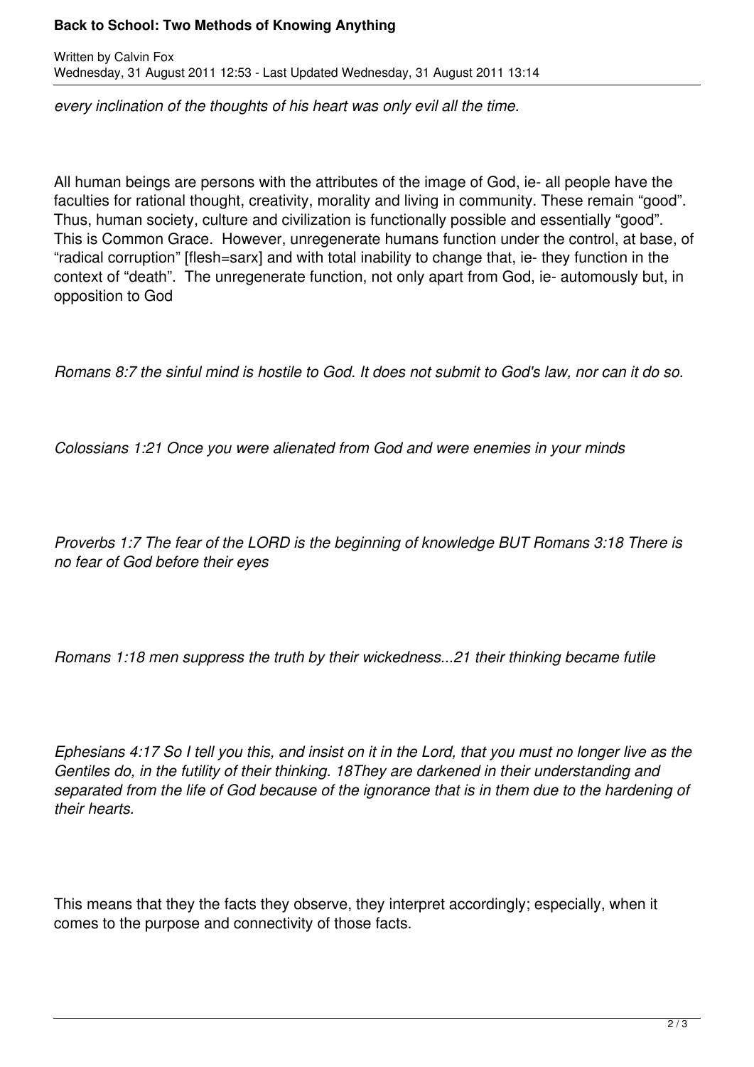*every inclination of the thoughts of his heart was only evil all the time.*

All human beings are persons with the attributes of the image of God, ie- all people have the faculties for rational thought, creativity, morality and living in community. These remain "good". Thus, human society, culture and civilization is functionally possible and essentially "good". This is Common Grace. However, unregenerate humans function under the control, at base, of "radical corruption" [flesh=sarx] and with total inability to change that, ie- they function in the context of "death". The unregenerate function, not only apart from God, ie- automously but, in opposition to God

*Romans 8:7 the sinful mind is hostile to God. It does not submit to God's law, nor can it do so.*

*Colossians 1:21 Once you were alienated from God and were enemies in your minds*

*Proverbs 1:7 The fear of the LORD is the beginning of knowledge BUT Romans 3:18 There is no fear of God before their eyes*

*Romans 1:18 men suppress the truth by their wickedness...21 their thinking became futile*

*Ephesians 4:17 So I tell you this, and insist on it in the Lord, that you must no longer live as the Gentiles do, in the futility of their thinking. 18They are darkened in their understanding and separated from the life of God because of the ignorance that is in them due to the hardening of their hearts.*

This means that they the facts they observe, they interpret accordingly; especially, when it comes to the purpose and connectivity of those facts.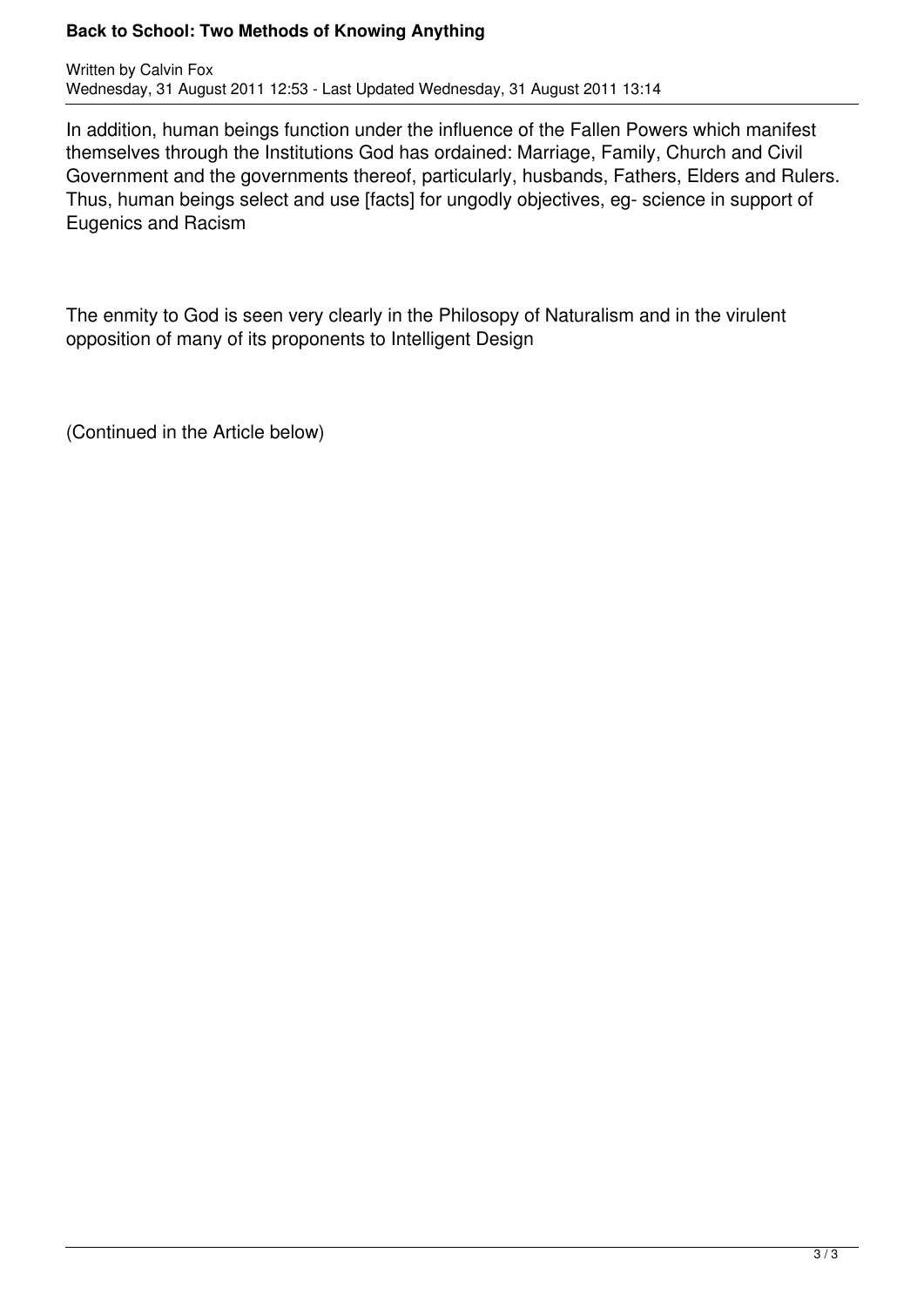In addition, human beings function under the influence of the Fallen Powers which manifest themselves through the Institutions God has ordained: Marriage, Family, Church and Civil Government and the governments thereof, particularly, husbands, Fathers, Elders and Rulers. Thus, human beings select and use [facts] for ungodly objectives, eg- science in support of Eugenics and Racism

The enmity to God is seen very clearly in the Philosopy of Naturalism and in the virulent opposition of many of its proponents to Intelligent Design

(Continued in the Article below)